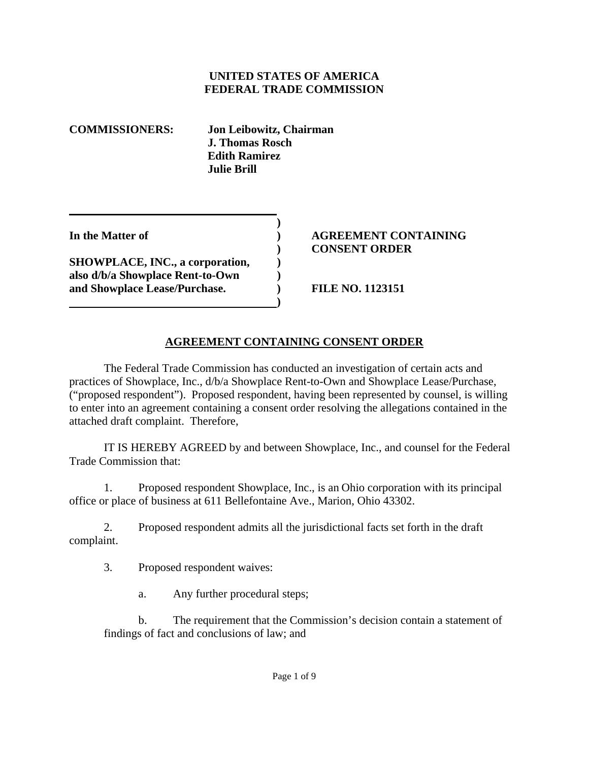**UNITED STATES OF AMERICA**
**FEDERAL TRADE COMMISSION**

**COMMISSIONERS:** **Jon Leibowitz, Chairman**
**J. Thomas Rosch**
**Edith Ramirez**
**Julie Brill**

| | |
|---|---|
| **In the Matter of** | **AGREEMENT CONTAINING CONSENT ORDER** |
| **SHOWPLACE, INC., a corporation, also d/b/a Showplace Rent-to-Own and Showplace Lease/Purchase.** | **FILE NO. 1123151** |

## AGREEMENT CONTAINING CONSENT ORDER

The Federal Trade Commission has conducted an investigation of certain acts and practices of Showplace, Inc., d/b/a Showplace Rent-to-Own and Showplace Lease/Purchase, ("proposed respondent"). Proposed respondent, having been represented by counsel, is willing to enter into an agreement containing a consent order resolving the allegations contained in the attached draft complaint. Therefore,

IT IS HEREBY AGREED by and between Showplace, Inc., and counsel for the Federal Trade Commission that:

1. Proposed respondent Showplace, Inc., is an Ohio corporation with its principal office or place of business at 611 Bellefontaine Ave., Marion, Ohio 43302.

2. Proposed respondent admits all the jurisdictional facts set forth in the draft complaint.

3. Proposed respondent waives:

   a. Any further procedural steps;

   b. The requirement that the Commission's decision contain a statement of findings of fact and conclusions of law; and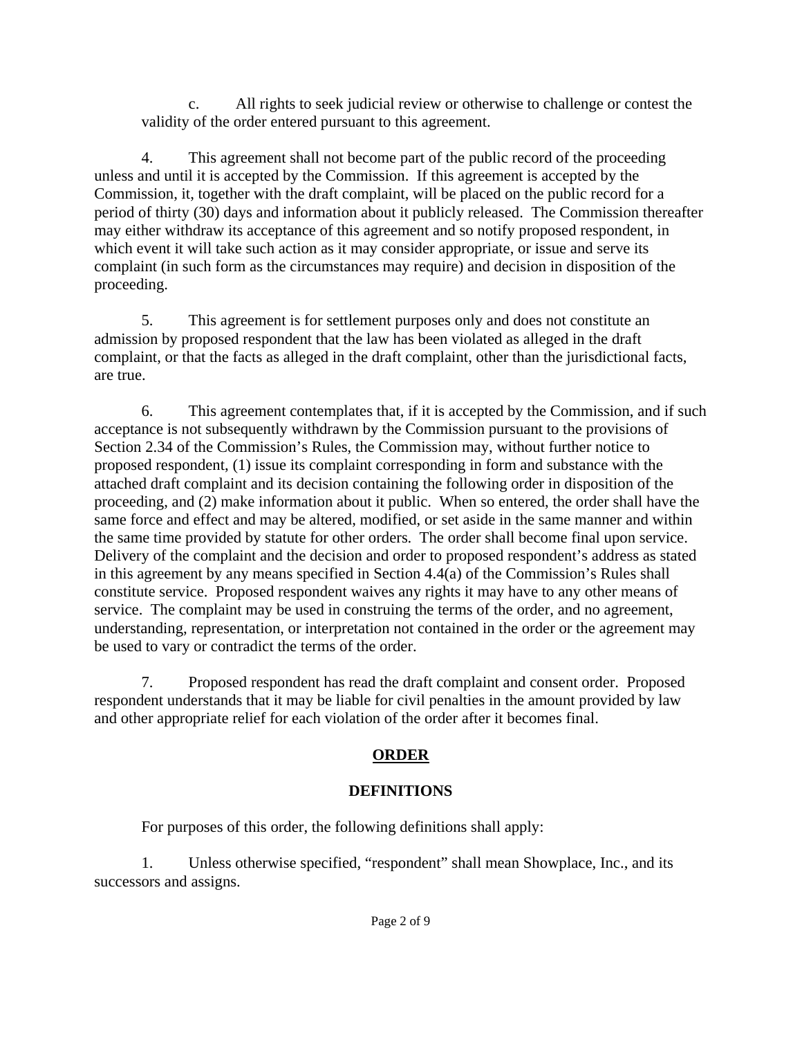c. All rights to seek judicial review or otherwise to challenge or contest the validity of the order entered pursuant to this agreement.

4. This agreement shall not become part of the public record of the proceeding unless and until it is accepted by the Commission. If this agreement is accepted by the Commission, it, together with the draft complaint, will be placed on the public record for a period of thirty (30) days and information about it publicly released. The Commission thereafter may either withdraw its acceptance of this agreement and so notify proposed respondent, in which event it will take such action as it may consider appropriate, or issue and serve its complaint (in such form as the circumstances may require) and decision in disposition of the proceeding.

5. This agreement is for settlement purposes only and does not constitute an admission by proposed respondent that the law has been violated as alleged in the draft complaint, or that the facts as alleged in the draft complaint, other than the jurisdictional facts, are true.

6. This agreement contemplates that, if it is accepted by the Commission, and if such acceptance is not subsequently withdrawn by the Commission pursuant to the provisions of Section 2.34 of the Commission's Rules, the Commission may, without further notice to proposed respondent, (1) issue its complaint corresponding in form and substance with the attached draft complaint and its decision containing the following order in disposition of the proceeding, and (2) make information about it public. When so entered, the order shall have the same force and effect and may be altered, modified, or set aside in the same manner and within the same time provided by statute for other orders. The order shall become final upon service. Delivery of the complaint and the decision and order to proposed respondent's address as stated in this agreement by any means specified in Section 4.4(a) of the Commission's Rules shall constitute service. Proposed respondent waives any rights it may have to any other means of service. The complaint may be used in construing the terms of the order, and no agreement, understanding, representation, or interpretation not contained in the order or the agreement may be used to vary or contradict the terms of the order.

7. Proposed respondent has read the draft complaint and consent order. Proposed respondent understands that it may be liable for civil penalties in the amount provided by law and other appropriate relief for each violation of the order after it becomes final.

## ORDER

### DEFINITIONS

For purposes of this order, the following definitions shall apply:

1. Unless otherwise specified, "respondent" shall mean Showplace, Inc., and its successors and assigns.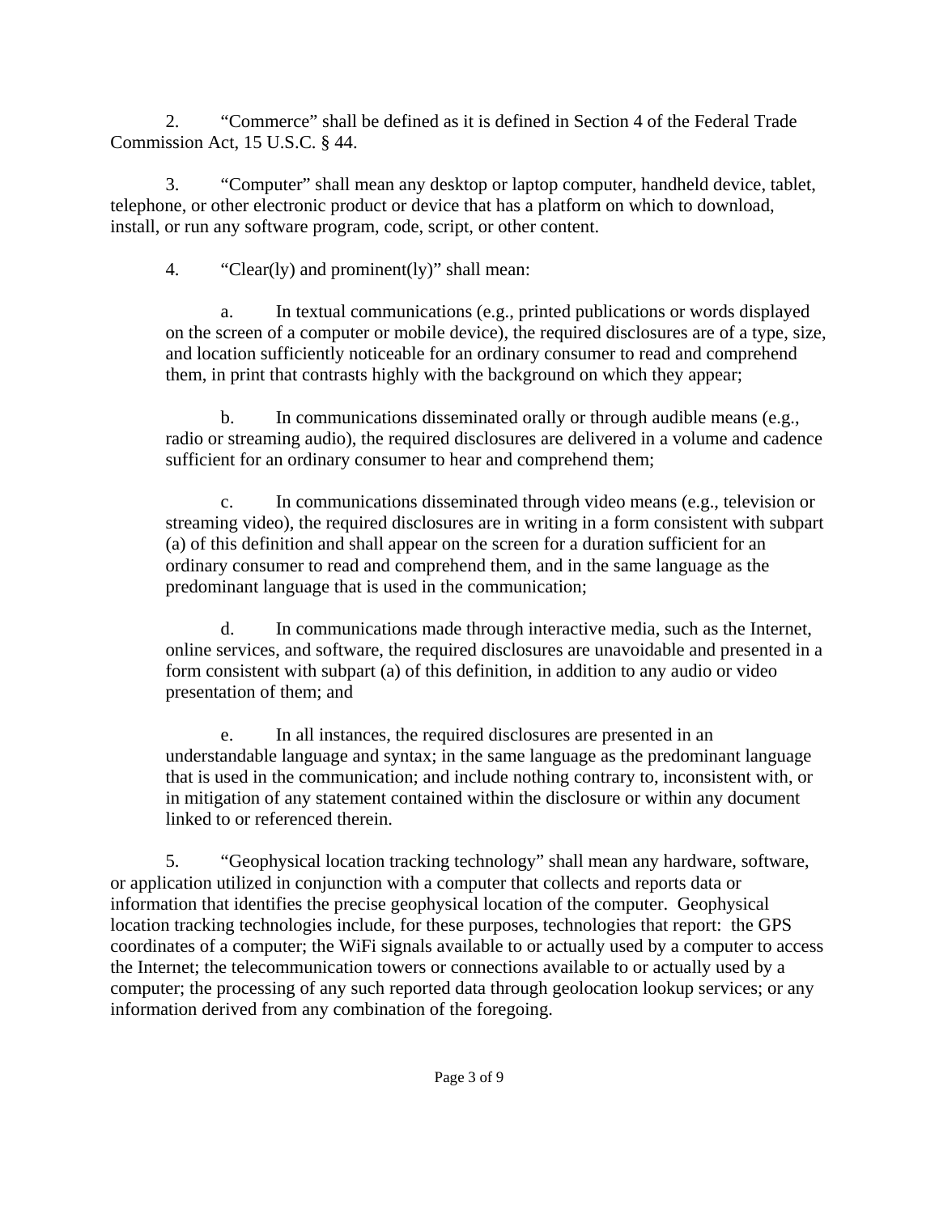2. "Commerce" shall be defined as it is defined in Section 4 of the Federal Trade Commission Act, 15 U.S.C. § 44.

3. "Computer" shall mean any desktop or laptop computer, handheld device, tablet, telephone, or other electronic product or device that has a platform on which to download, install, or run any software program, code, script, or other content.

4. "Clear(ly) and prominent(ly)" shall mean:

   a. In textual communications (e.g., printed publications or words displayed on the screen of a computer or mobile device), the required disclosures are of a type, size, and location sufficiently noticeable for an ordinary consumer to read and comprehend them, in print that contrasts highly with the background on which they appear;

   b. In communications disseminated orally or through audible means (e.g., radio or streaming audio), the required disclosures are delivered in a volume and cadence sufficient for an ordinary consumer to hear and comprehend them;

   c. In communications disseminated through video means (e.g., television or streaming video), the required disclosures are in writing in a form consistent with subpart (a) of this definition and shall appear on the screen for a duration sufficient for an ordinary consumer to read and comprehend them, and in the same language as the predominant language that is used in the communication;

   d. In communications made through interactive media, such as the Internet, online services, and software, the required disclosures are unavoidable and presented in a form consistent with subpart (a) of this definition, in addition to any audio or video presentation of them; and

   e. In all instances, the required disclosures are presented in an understandable language and syntax; in the same language as the predominant language that is used in the communication; and include nothing contrary to, inconsistent with, or in mitigation of any statement contained within the disclosure or within any document linked to or referenced therein.

5. "Geophysical location tracking technology" shall mean any hardware, software, or application utilized in conjunction with a computer that collects and reports data or information that identifies the precise geophysical location of the computer. Geophysical location tracking technologies include, for these purposes, technologies that report: the GPS coordinates of a computer; the WiFi signals available to or actually used by a computer to access the Internet; the telecommunication towers or connections available to or actually used by a computer; the processing of any such reported data through geolocation lookup services; or any information derived from any combination of the foregoing.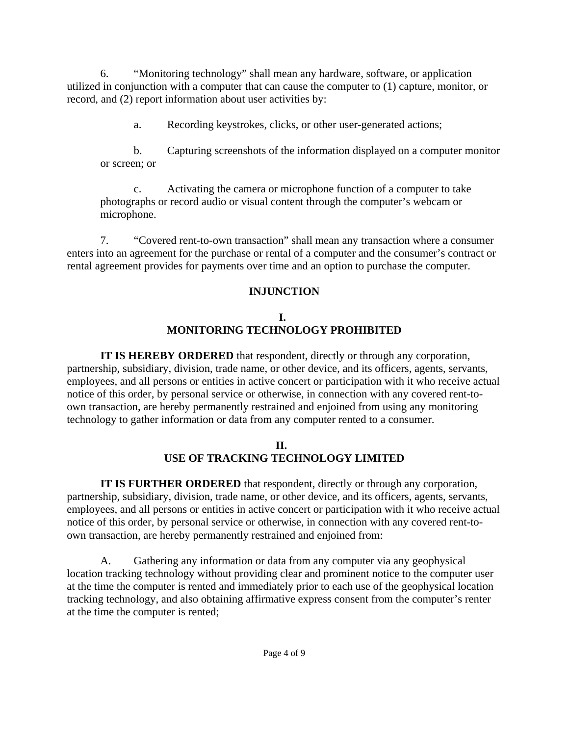6. "Monitoring technology" shall mean any hardware, software, or application utilized in conjunction with a computer that can cause the computer to (1) capture, monitor, or record, and (2) report information about user activities by:

> a. Recording keystrokes, clicks, or other user-generated actions;
>
> b. Capturing screenshots of the information displayed on a computer monitor or screen; or
>
> c. Activating the camera or microphone function of a computer to take photographs or record audio or visual content through the computer's webcam or microphone.

7. "Covered rent-to-own transaction" shall mean any transaction where a consumer enters into an agreement for the purchase or rental of a computer and the consumer's contract or rental agreement provides for payments over time and an option to purchase the computer.

## INJUNCTION

### I. MONITORING TECHNOLOGY PROHIBITED

**IT IS HEREBY ORDERED** that respondent, directly or through any corporation, partnership, subsidiary, division, trade name, or other device, and its officers, agents, servants, employees, and all persons or entities in active concert or participation with it who receive actual notice of this order, by personal service or otherwise, in connection with any covered rent-to-own transaction, are hereby permanently restrained and enjoined from using any monitoring technology to gather information or data from any computer rented to a consumer.

### II. USE OF TRACKING TECHNOLOGY LIMITED

**IT IS FURTHER ORDERED** that respondent, directly or through any corporation, partnership, subsidiary, division, trade name, or other device, and its officers, agents, servants, employees, and all persons or entities in active concert or participation with it who receive actual notice of this order, by personal service or otherwise, in connection with any covered rent-to-own transaction, are hereby permanently restrained and enjoined from:

A. Gathering any information or data from any computer via any geophysical location tracking technology without providing clear and prominent notice to the computer user at the time the computer is rented and immediately prior to each use of the geophysical location tracking technology, and also obtaining affirmative express consent from the computer's renter at the time the computer is rented;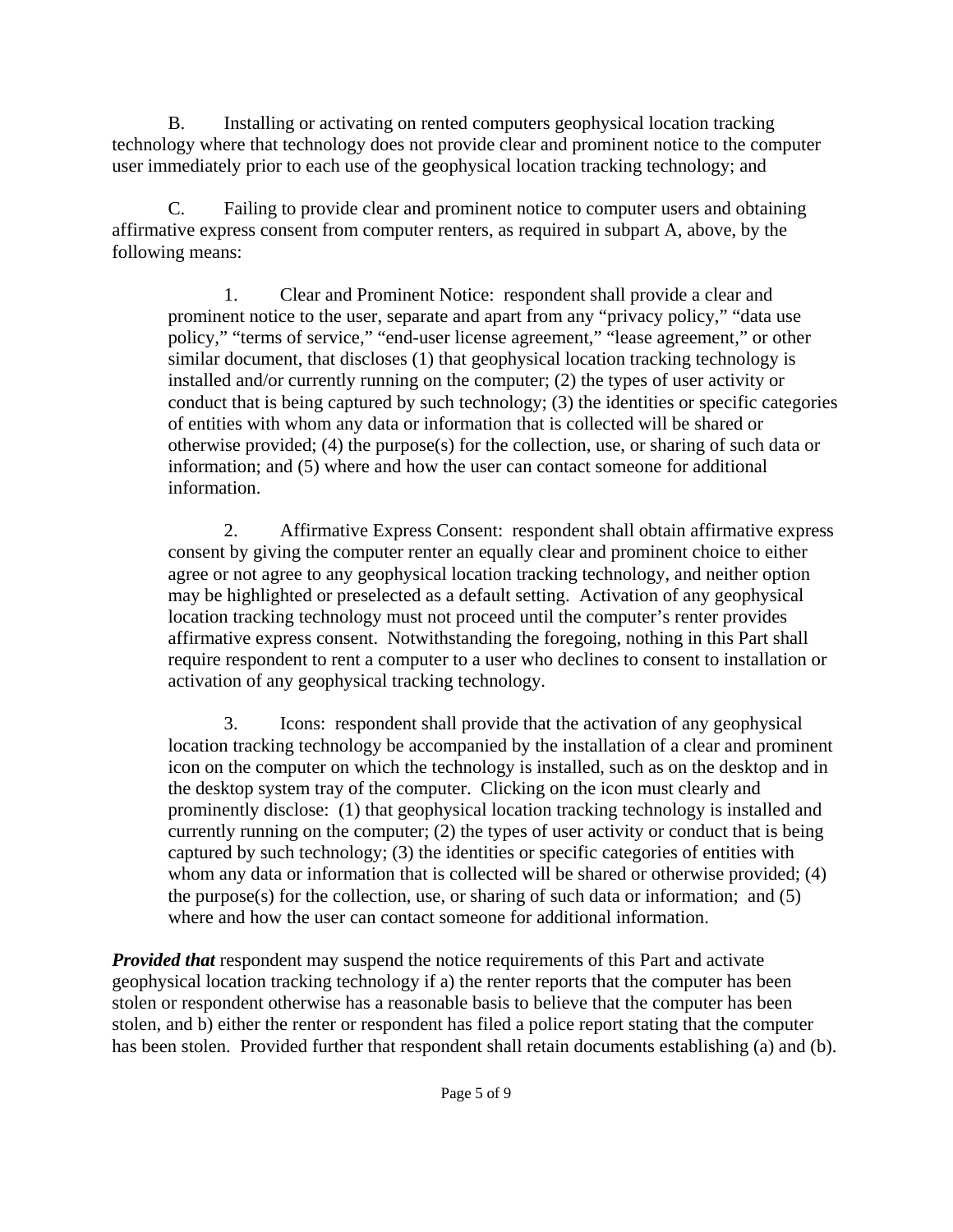B. Installing or activating on rented computers geophysical location tracking technology where that technology does not provide clear and prominent notice to the computer user immediately prior to each use of the geophysical location tracking technology; and

C. Failing to provide clear and prominent notice to computer users and obtaining affirmative express consent from computer renters, as required in subpart A, above, by the following means:

> 1. Clear and Prominent Notice: respondent shall provide a clear and prominent notice to the user, separate and apart from any "privacy policy," "data use policy," "terms of service," "end-user license agreement," "lease agreement," or other similar document, that discloses (1) that geophysical location tracking technology is installed and/or currently running on the computer; (2) the types of user activity or conduct that is being captured by such technology; (3) the identities or specific categories of entities with whom any data or information that is collected will be shared or otherwise provided; (4) the purpose(s) for the collection, use, or sharing of such data or information; and (5) where and how the user can contact someone for additional information.
>
> 2. Affirmative Express Consent: respondent shall obtain affirmative express consent by giving the computer renter an equally clear and prominent choice to either agree or not agree to any geophysical location tracking technology, and neither option may be highlighted or preselected as a default setting. Activation of any geophysical location tracking technology must not proceed until the computer's renter provides affirmative express consent. Notwithstanding the foregoing, nothing in this Part shall require respondent to rent a computer to a user who declines to consent to installation or activation of any geophysical tracking technology.
>
> 3. Icons: respondent shall provide that the activation of any geophysical location tracking technology be accompanied by the installation of a clear and prominent icon on the computer on which the technology is installed, such as on the desktop and in the desktop system tray of the computer. Clicking on the icon must clearly and prominently disclose: (1) that geophysical location tracking technology is installed and currently running on the computer; (2) the types of user activity or conduct that is being captured by such technology; (3) the identities or specific categories of entities with whom any data or information that is collected will be shared or otherwise provided; (4) the purpose(s) for the collection, use, or sharing of such data or information; and (5) where and how the user can contact someone for additional information.

***Provided that*** respondent may suspend the notice requirements of this Part and activate geophysical location tracking technology if a) the renter reports that the computer has been stolen or respondent otherwise has a reasonable basis to believe that the computer has been stolen, and b) either the renter or respondent has filed a police report stating that the computer has been stolen. Provided further that respondent shall retain documents establishing (a) and (b).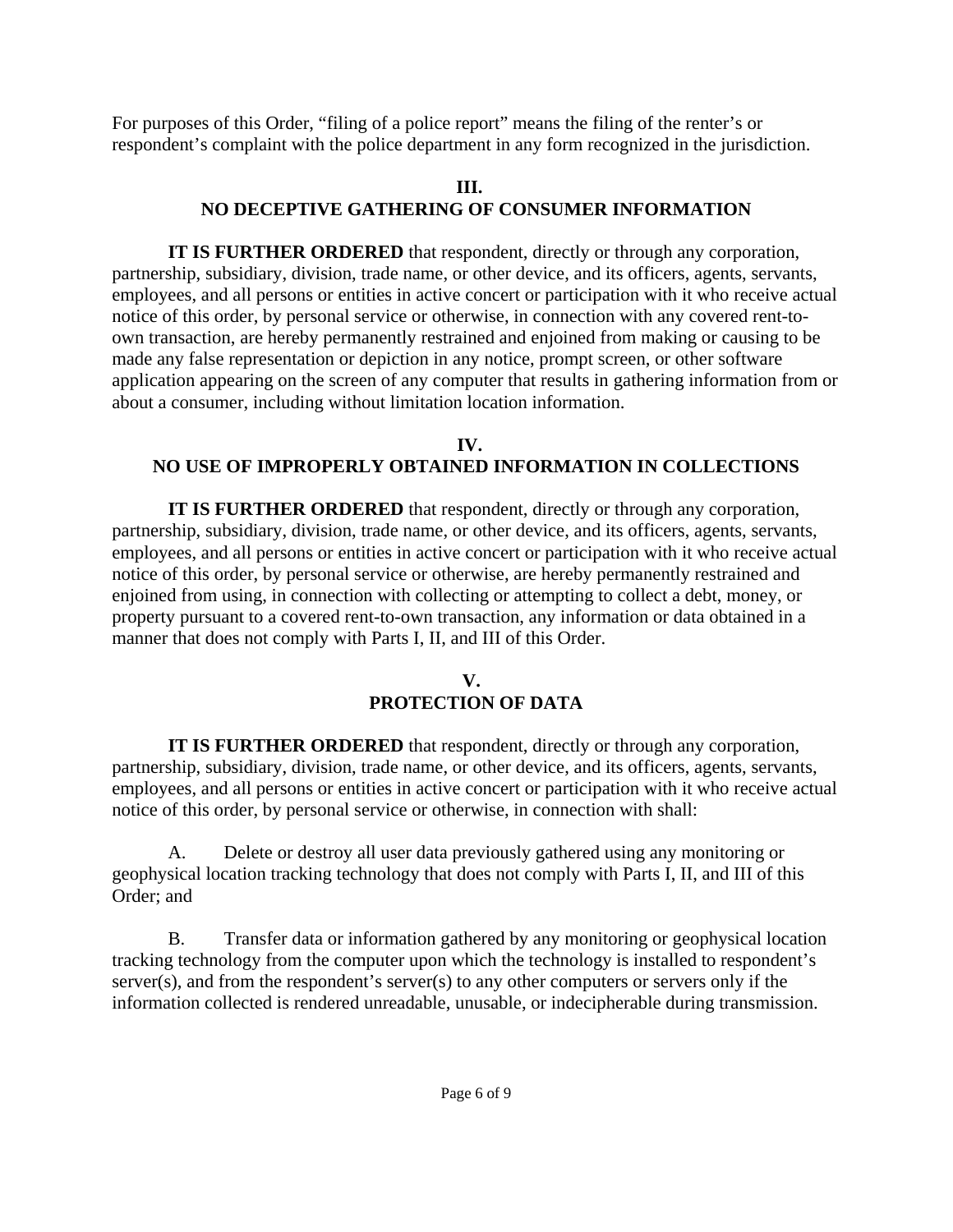For purposes of this Order, "filing of a police report" means the filing of the renter's or respondent's complaint with the police department in any form recognized in the jurisdiction.

## III.
## NO DECEPTIVE GATHERING OF CONSUMER INFORMATION

**IT IS FURTHER ORDERED** that respondent, directly or through any corporation, partnership, subsidiary, division, trade name, or other device, and its officers, agents, servants, employees, and all persons or entities in active concert or participation with it who receive actual notice of this order, by personal service or otherwise, in connection with any covered rent-to-own transaction, are hereby permanently restrained and enjoined from making or causing to be made any false representation or depiction in any notice, prompt screen, or other software application appearing on the screen of any computer that results in gathering information from or about a consumer, including without limitation location information.

## IV.
## NO USE OF IMPROPERLY OBTAINED INFORMATION IN COLLECTIONS

**IT IS FURTHER ORDERED** that respondent, directly or through any corporation, partnership, subsidiary, division, trade name, or other device, and its officers, agents, servants, employees, and all persons or entities in active concert or participation with it who receive actual notice of this order, by personal service or otherwise, are hereby permanently restrained and enjoined from using, in connection with collecting or attempting to collect a debt, money, or property pursuant to a covered rent-to-own transaction, any information or data obtained in a manner that does not comply with Parts I, II, and III of this Order.

## V.
## PROTECTION OF DATA

**IT IS FURTHER ORDERED** that respondent, directly or through any corporation, partnership, subsidiary, division, trade name, or other device, and its officers, agents, servants, employees, and all persons or entities in active concert or participation with it who receive actual notice of this order, by personal service or otherwise, in connection with shall:

A. Delete or destroy all user data previously gathered using any monitoring or geophysical location tracking technology that does not comply with Parts I, II, and III of this Order; and

B. Transfer data or information gathered by any monitoring or geophysical location tracking technology from the computer upon which the technology is installed to respondent's server(s), and from the respondent's server(s) to any other computers or servers only if the information collected is rendered unreadable, unusable, or indecipherable during transmission.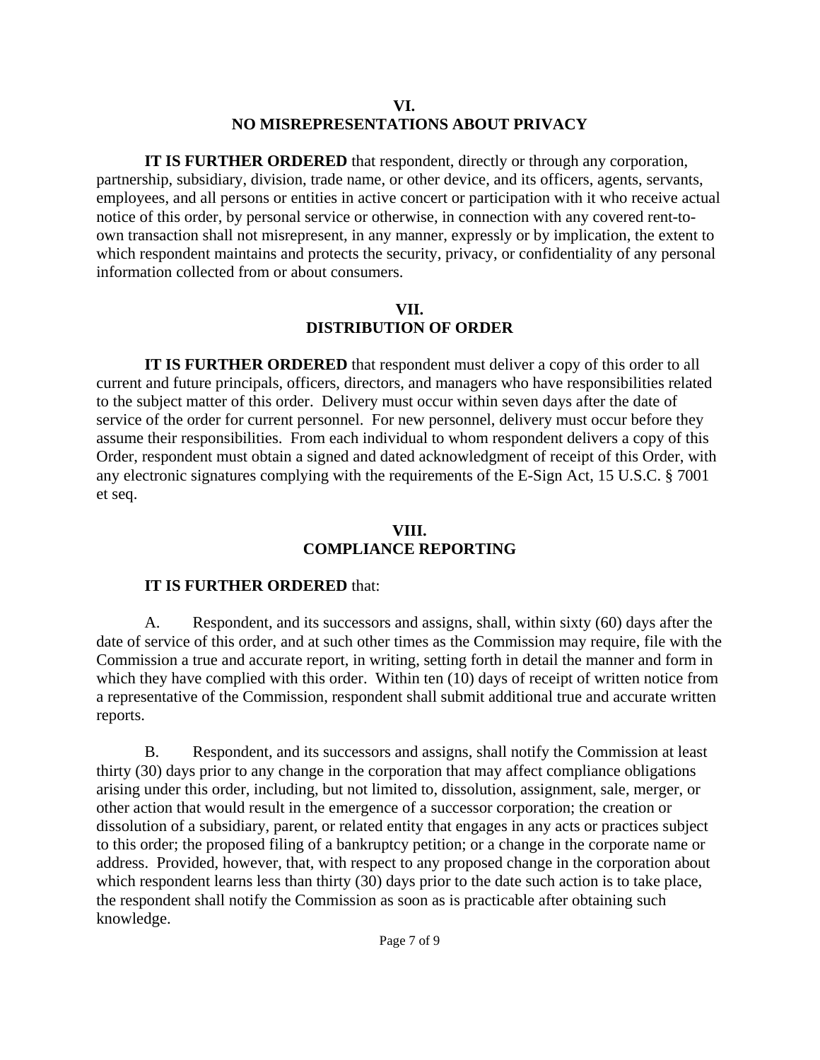## VI.
## NO MISREPRESENTATIONS ABOUT PRIVACY

**IT IS FURTHER ORDERED** that respondent, directly or through any corporation, partnership, subsidiary, division, trade name, or other device, and its officers, agents, servants, employees, and all persons or entities in active concert or participation with it who receive actual notice of this order, by personal service or otherwise, in connection with any covered rent-to-own transaction shall not misrepresent, in any manner, expressly or by implication, the extent to which respondent maintains and protects the security, privacy, or confidentiality of any personal information collected from or about consumers.

## VII.
## DISTRIBUTION OF ORDER

**IT IS FURTHER ORDERED** that respondent must deliver a copy of this order to all current and future principals, officers, directors, and managers who have responsibilities related to the subject matter of this order. Delivery must occur within seven days after the date of service of the order for current personnel. For new personnel, delivery must occur before they assume their responsibilities. From each individual to whom respondent delivers a copy of this Order, respondent must obtain a signed and dated acknowledgment of receipt of this Order, with any electronic signatures complying with the requirements of the E-Sign Act, 15 U.S.C. § 7001 et seq.

## VIII.
## COMPLIANCE REPORTING

**IT IS FURTHER ORDERED** that:

A. Respondent, and its successors and assigns, shall, within sixty (60) days after the date of service of this order, and at such other times as the Commission may require, file with the Commission a true and accurate report, in writing, setting forth in detail the manner and form in which they have complied with this order. Within ten (10) days of receipt of written notice from a representative of the Commission, respondent shall submit additional true and accurate written reports.

B. Respondent, and its successors and assigns, shall notify the Commission at least thirty (30) days prior to any change in the corporation that may affect compliance obligations arising under this order, including, but not limited to, dissolution, assignment, sale, merger, or other action that would result in the emergence of a successor corporation; the creation or dissolution of a subsidiary, parent, or related entity that engages in any acts or practices subject to this order; the proposed filing of a bankruptcy petition; or a change in the corporate name or address. Provided, however, that, with respect to any proposed change in the corporation about which respondent learns less than thirty (30) days prior to the date such action is to take place, the respondent shall notify the Commission as soon as is practicable after obtaining such knowledge.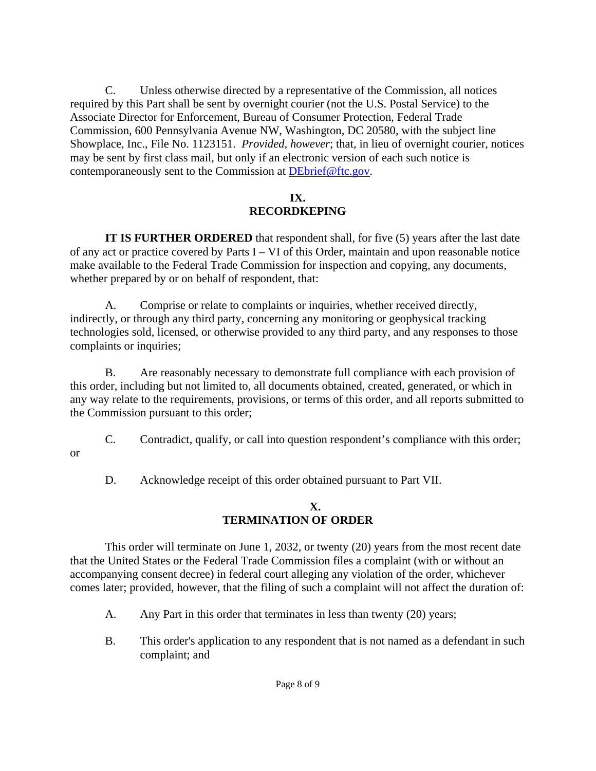C. Unless otherwise directed by a representative of the Commission, all notices required by this Part shall be sent by overnight courier (not the U.S. Postal Service) to the Associate Director for Enforcement, Bureau of Consumer Protection, Federal Trade Commission, 600 Pennsylvania Avenue NW, Washington, DC 20580, with the subject line Showplace, Inc., File No. 1123151. *Provided, however*; that, in lieu of overnight courier, notices may be sent by first class mail, but only if an electronic version of each such notice is contemporaneously sent to the Commission at DEbrief@ftc.gov.

## IX.
## RECORDKEPING

**IT IS FURTHER ORDERED** that respondent shall, for five (5) years after the last date of any act or practice covered by Parts I – VI of this Order, maintain and upon reasonable notice make available to the Federal Trade Commission for inspection and copying, any documents, whether prepared by or on behalf of respondent, that:

A. Comprise or relate to complaints or inquiries, whether received directly, indirectly, or through any third party, concerning any monitoring or geophysical tracking technologies sold, licensed, or otherwise provided to any third party, and any responses to those complaints or inquiries;

B. Are reasonably necessary to demonstrate full compliance with each provision of this order, including but not limited to, all documents obtained, created, generated, or which in any way relate to the requirements, provisions, or terms of this order, and all reports submitted to the Commission pursuant to this order;

C. Contradict, qualify, or call into question respondent's compliance with this order; or

D. Acknowledge receipt of this order obtained pursuant to Part VII.

## X.
## TERMINATION OF ORDER

This order will terminate on June 1, 2032, or twenty (20) years from the most recent date that the United States or the Federal Trade Commission files a complaint (with or without an accompanying consent decree) in federal court alleging any violation of the order, whichever comes later; provided, however, that the filing of such a complaint will not affect the duration of:

A. Any Part in this order that terminates in less than twenty (20) years;

B. This order's application to any respondent that is not named as a defendant in such complaint; and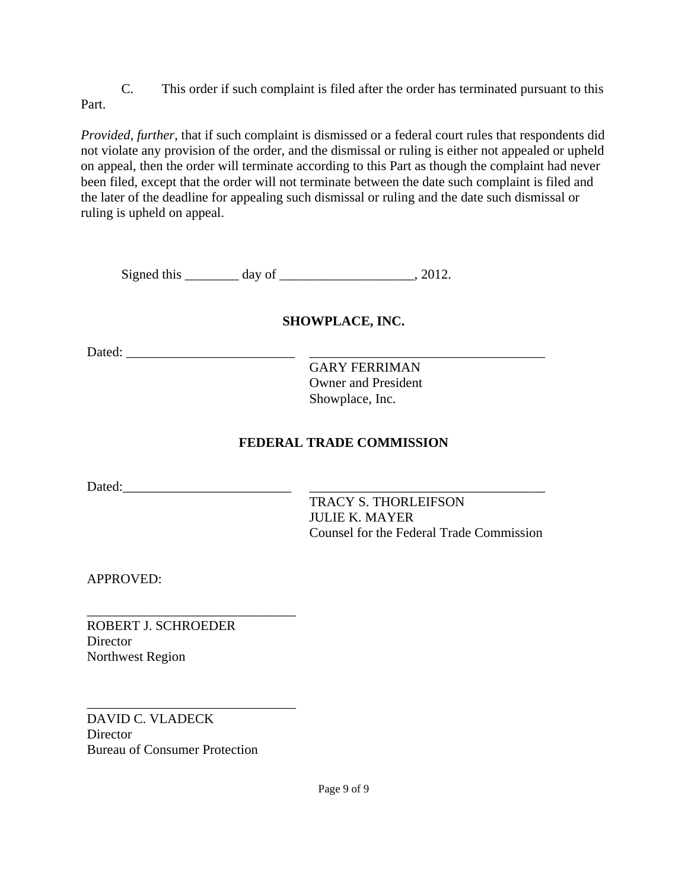C. This order if such complaint is filed after the order has terminated pursuant to this Part.

*Provided*, *further*, that if such complaint is dismissed or a federal court rules that respondents did not violate any provision of the order, and the dismissal or ruling is either not appealed or upheld on appeal, then the order will terminate according to this Part as though the complaint had never been filed, except that the order will not terminate between the date such complaint is filed and the later of the deadline for appealing such dismissal or ruling and the date such dismissal or ruling is upheld on appeal.

Signed this ________ day of ____________________, 2012.

**SHOWPLACE, INC.**

Dated: _________________________ ___________________________________

GARY FERRIMAN
Owner and President
Showplace, Inc.

**FEDERAL TRADE COMMISSION**

Dated:_________________________ ___________________________________

TRACY S. THORLEIFSON
JULIE K. MAYER
Counsel for the Federal Trade Commission

APPROVED:

_______________________________
ROBERT J. SCHROEDER
Director
Northwest Region

_______________________________
DAVID C. VLADECK
Director
Bureau of Consumer Protection